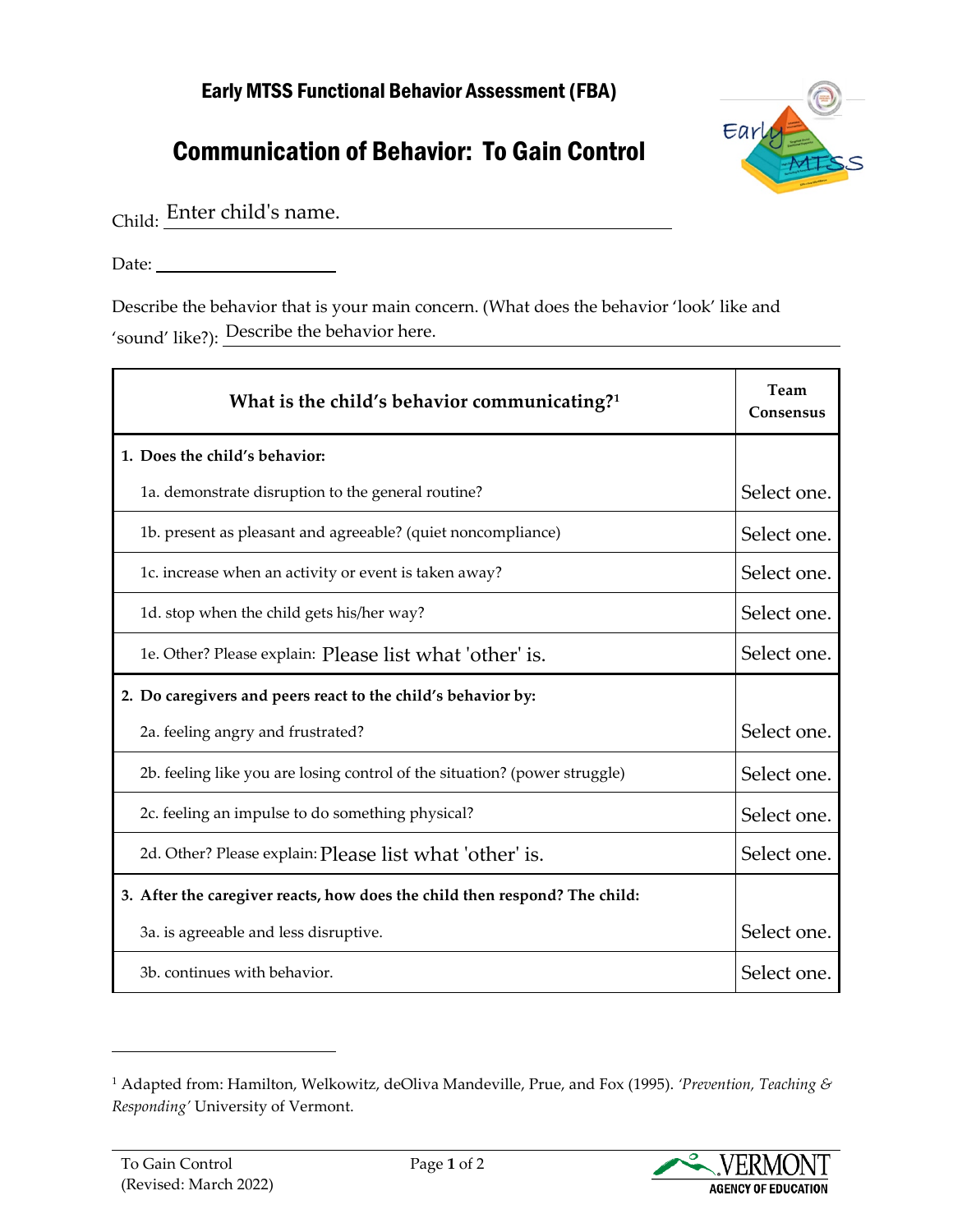# Early MTSS Functional Behavior Assessment (FBA)

## Communication of Behavior: To Gain Control

Child: Enter child's name.

Date: ____________________

Describe the behavior that is your main concern. (What does the behavior 'look' like and 'sound' like?): Describe the behavior here.

| What is the child's behavior communicating?[1] | Team Consensus |
|---|---|
| **1. Does the child's behavior:** | |
| 1a. demonstrate disruption to the general routine? | Select one. |
| 1b. present as pleasant and agreeable? (quiet noncompliance) | Select one. |
| 1c. increase when an activity or event is taken away? | Select one. |
| 1d. stop when the child gets his/her way? | Select one. |
| 1e. Other? Please explain: Please list what 'other' is. | Select one. |
| **2. Do caregivers and peers react to the child's behavior by:** | |
| 2a. feeling angry and frustrated? | Select one. |
| 2b. feeling like you are losing control of the situation? (power struggle) | Select one. |
| 2c. feeling an impulse to do something physical? | Select one. |
| 2d. Other? Please explain: Please list what 'other' is. | Select one. |
| **3. After the caregiver reacts, how does the child then respond? The child:** | |
| 3a. is agreeable and less disruptive. | Select one. |
| 3b. continues with behavior. | Select one. |

[1] Adapted from: Hamilton, Welkowitz, deOliva Mandeville, Prue, and Fox (1995). *'Prevention, Teaching & Responding'* University of Vermont.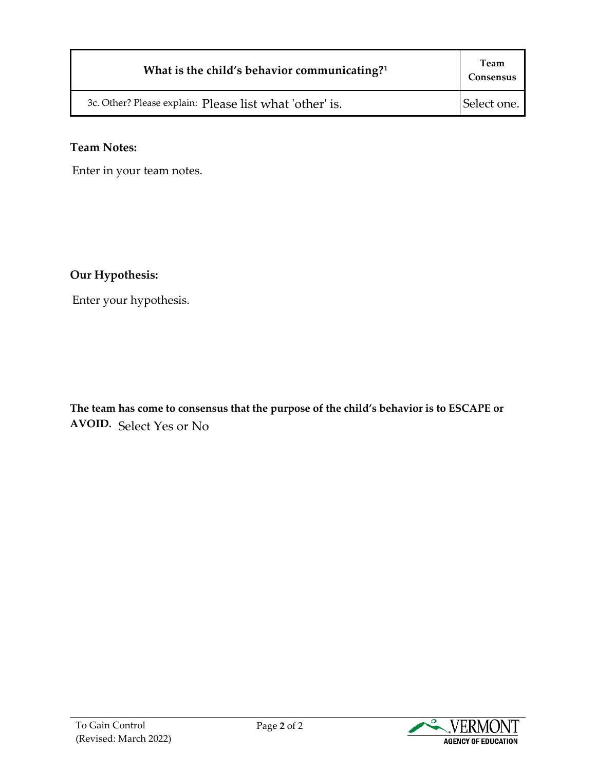| What is the child's behavior communicating?[1] | Team Consensus |
|---|---|
| 3c. Other? Please explain: Please list what 'other' is. | Select one. |

**Team Notes:**

Enter in your team notes.

**Our Hypothesis:**

Enter your hypothesis.

**The team has come to consensus that the purpose of the child's behavior is to ESCAPE or AVOID.** Select Yes or No